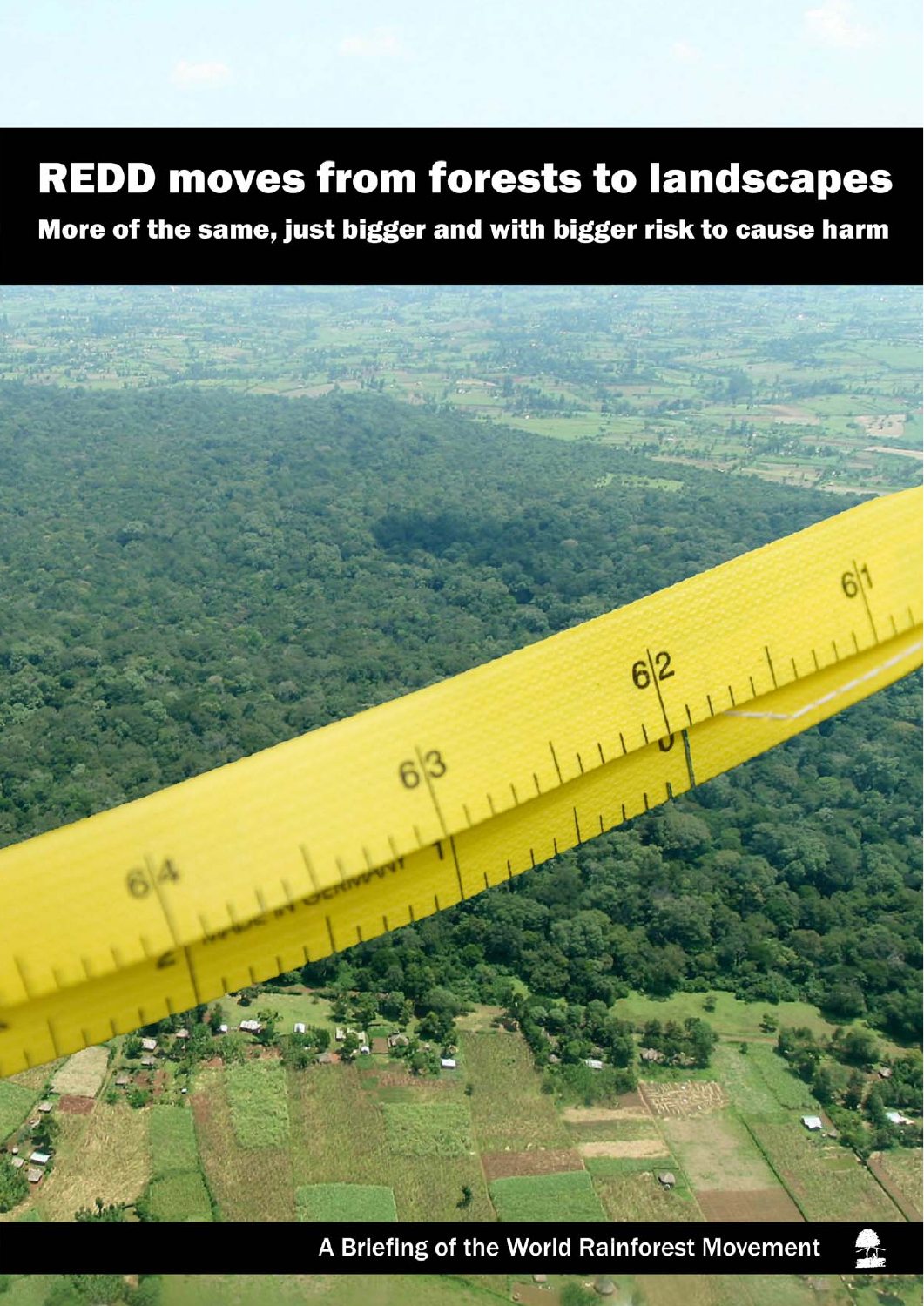# REDD moves from forests to landscapes

## More of the same, just bigger and with bigger risk to cause harm

A Briefing of the World Rainforest Movement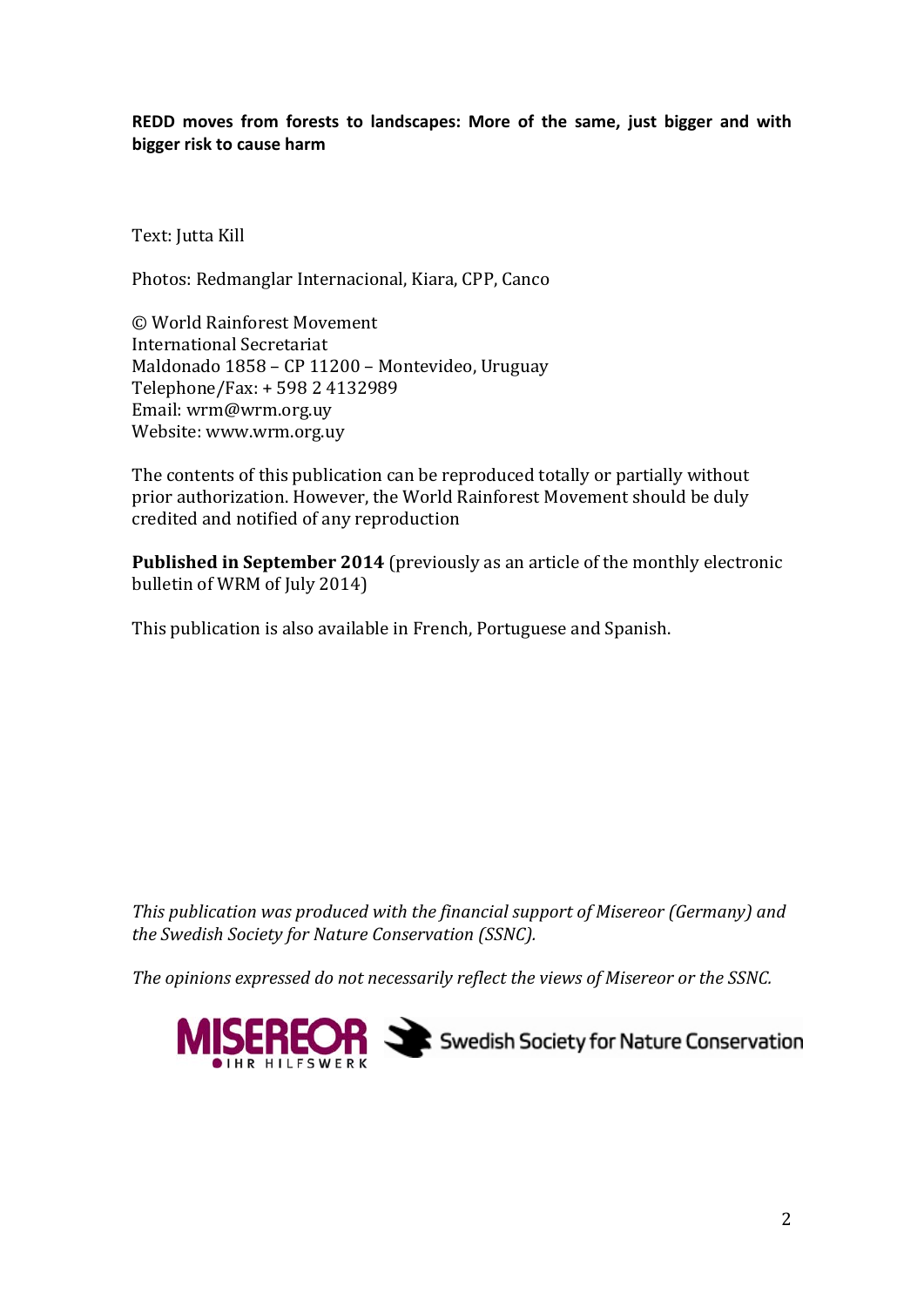**REDD moves from forests to landscapes: More of the same, just bigger and with bigger risk to cause harm**

Text: Jutta Kill

Photos: Redmanglar Internacional, Kiara, CPP, Canco

© World Rainforest Movement
International Secretariat
Maldonado 1858 – CP 11200 – Montevideo, Uruguay
Telephone/Fax: + 598 2 4132989
Email: wrm@wrm.org.uy
Website: www.wrm.org.uy

The contents of this publication can be reproduced totally or partially without prior authorization. However, the World Rainforest Movement should be duly credited and notified of any reproduction

**Published in September 2014** (previously as an article of the monthly electronic bulletin of WRM of July 2014)

This publication is also available in French, Portuguese and Spanish.

*This publication was produced with the financial support of Misereor (Germany) and the Swedish Society for Nature Conservation (SSNC).*

*The opinions expressed do not necessarily reflect the views of Misereor or the SSNC.*

MISEREOR IHR HILFSWERK
Swedish Society for Nature Conservation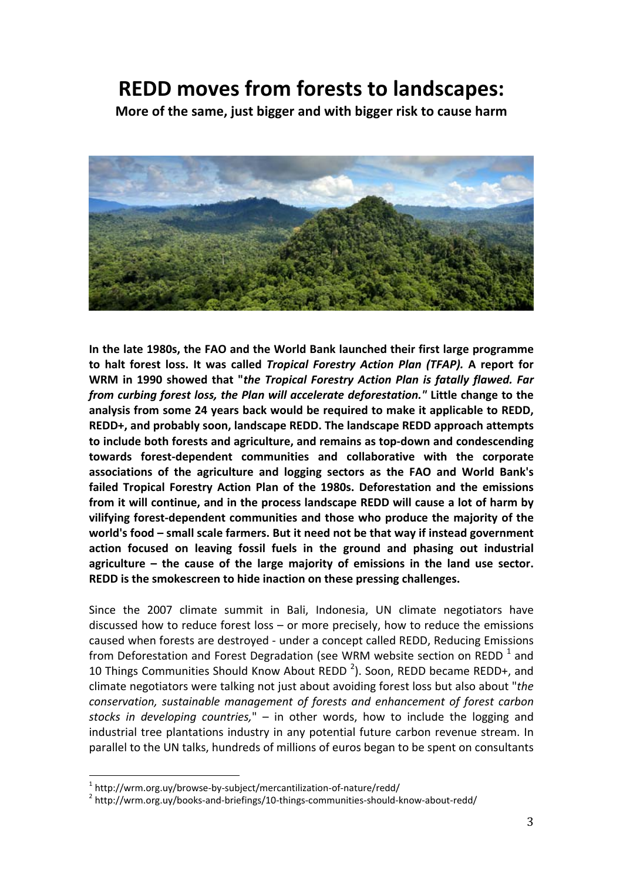# REDD moves from forests to landscapes:

**More of the same, just bigger and with bigger risk to cause harm**

**In the late 1980s, the FAO and the World Bank launched their first large programme to halt forest loss. It was called *Tropical Forestry Action Plan (TFAP).* A report for WRM in 1990 showed that "*the Tropical Forestry Action Plan is fatally flawed. Far from curbing forest loss, the Plan will accelerate deforestation.*" Little change to the analysis from some 24 years back would be required to make it applicable to REDD, REDD+, and probably soon, landscape REDD. The landscape REDD approach attempts to include both forests and agriculture, and remains as top-down and condescending towards forest-dependent communities and collaborative with the corporate associations of the agriculture and logging sectors as the FAO and World Bank's failed Tropical Forestry Action Plan of the 1980s. Deforestation and the emissions from it will continue, and in the process landscape REDD will cause a lot of harm by vilifying forest-dependent communities and those who produce the majority of the world's food – small scale farmers. But it need not be that way if instead government action focused on leaving fossil fuels in the ground and phasing out industrial agriculture – the cause of the large majority of emissions in the land use sector. REDD is the smokescreen to hide inaction on these pressing challenges.**

Since the 2007 climate summit in Bali, Indonesia, UN climate negotiators have discussed how to reduce forest loss – or more precisely, how to reduce the emissions caused when forests are destroyed - under a concept called REDD, Reducing Emissions from Deforestation and Forest Degradation (see WRM website section on REDD [1] and 10 Things Communities Should Know About REDD [2]). Soon, REDD became REDD+, and climate negotiators were talking not just about avoiding forest loss but also about "*the conservation, sustainable management of forests and enhancement of forest carbon stocks in developing countries,*" – in other words, how to include the logging and industrial tree plantations industry in any potential future carbon revenue stream. In parallel to the UN talks, hundreds of millions of euros began to be spent on consultants

---

[1] http://wrm.org.uy/browse-by-subject/mercantilization-of-nature/redd/

[2] http://wrm.org.uy/books-and-briefings/10-things-communities-should-know-about-redd/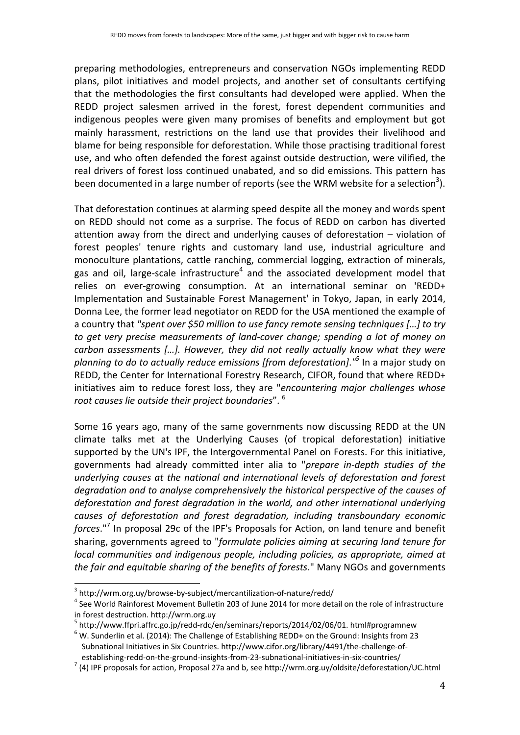preparing methodologies, entrepreneurs and conservation NGOs implementing REDD plans, pilot initiatives and model projects, and another set of consultants certifying that the methodologies the first consultants had developed were applied. When the REDD project salesmen arrived in the forest, forest dependent communities and indigenous peoples were given many promises of benefits and employment but got mainly harassment, restrictions on the land use that provides their livelihood and blame for being responsible for deforestation. While those practising traditional forest use, and who often defended the forest against outside destruction, were vilified, the real drivers of forest loss continued unabated, and so did emissions. This pattern has been documented in a large number of reports (see the WRM website for a selection[3]).

That deforestation continues at alarming speed despite all the money and words spent on REDD should not come as a surprise. The focus of REDD on carbon has diverted attention away from the direct and underlying causes of deforestation – violation of forest peoples' tenure rights and customary land use, industrial agriculture and monoculture plantations, cattle ranching, commercial logging, extraction of minerals, gas and oil, large-scale infrastructure[4] and the associated development model that relies on ever-growing consumption. At an international seminar on 'REDD+ Implementation and Sustainable Forest Management' in Tokyo, Japan, in early 2014, Donna Lee, the former lead negotiator on REDD for the USA mentioned the example of a country that *"spent over $50 million to use fancy remote sensing techniques […] to try to get very precise measurements of land-cover change; spending a lot of money on carbon assessments […]. However, they did not really actually know what they were planning to do to actually reduce emissions [from deforestation]."*[5] In a major study on REDD, the Center for International Forestry Research, CIFOR, found that where REDD+ initiatives aim to reduce forest loss, they are "*encountering major challenges whose root causes lie outside their project boundaries*". [6]

Some 16 years ago, many of the same governments now discussing REDD at the UN climate talks met at the Underlying Causes (of tropical deforestation) initiative supported by the UN's IPF, the Intergovernmental Panel on Forests. For this initiative, governments had already committed inter alia to "*prepare in-depth studies of the underlying causes at the national and international levels of deforestation and forest degradation and to analyse comprehensively the historical perspective of the causes of deforestation and forest degradation in the world, and other international underlying causes of deforestation and forest degradation, including transboundary economic forces*."[7] In proposal 29c of the IPF's Proposals for Action, on land tenure and benefit sharing, governments agreed to "*formulate policies aiming at securing land tenure for local communities and indigenous people, including policies, as appropriate, aimed at the fair and equitable sharing of the benefits of forests*." Many NGOs and governments

---

[3] http://wrm.org.uy/browse-by-subject/mercantilization-of-nature/redd/

[4] See World Rainforest Movement Bulletin 203 of June 2014 for more detail on the role of infrastructure in forest destruction. http://wrm.org.uy

[5] http://www.ffpri.affrc.go.jp/redd-rdc/en/seminars/reports/2014/02/06/01. html#programnew

[6] W. Sunderlin et al. (2014): The Challenge of Establishing REDD+ on the Ground: Insights from 23 Subnational Initiatives in Six Countries. http://www.cifor.org/library/4491/the-challenge-of-establishing-redd-on-the-ground-insights-from-23-subnational-initiatives-in-six-countries/

[7] (4) IPF proposals for action, Proposal 27a and b, see http://wrm.org.uy/oldsite/deforestation/UC.html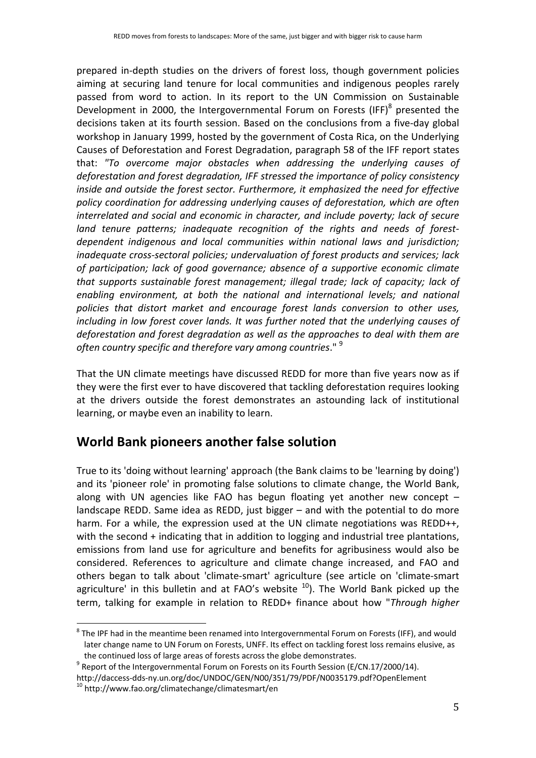prepared in-depth studies on the drivers of forest loss, though government policies aiming at securing land tenure for local communities and indigenous peoples rarely passed from word to action. In its report to the UN Commission on Sustainable Development in 2000, the Intergovernmental Forum on Forests (IFF)[8] presented the decisions taken at its fourth session. Based on the conclusions from a five-day global workshop in January 1999, hosted by the government of Costa Rica, on the Underlying Causes of Deforestation and Forest Degradation, paragraph 58 of the IFF report states that: *"To overcome major obstacles when addressing the underlying causes of deforestation and forest degradation, IFF stressed the importance of policy consistency inside and outside the forest sector. Furthermore, it emphasized the need for effective policy coordination for addressing underlying causes of deforestation, which are often interrelated and social and economic in character, and include poverty; lack of secure land tenure patterns; inadequate recognition of the rights and needs of forest-dependent indigenous and local communities within national laws and jurisdiction; inadequate cross-sectoral policies; undervaluation of forest products and services; lack of participation; lack of good governance; absence of a supportive economic climate that supports sustainable forest management; illegal trade; lack of capacity; lack of enabling environment, at both the national and international levels; and national policies that distort market and encourage forest lands conversion to other uses, including in low forest cover lands. It was further noted that the underlying causes of deforestation and forest degradation as well as the approaches to deal with them are often country specific and therefore vary among countries*." [9]

That the UN climate meetings have discussed REDD for more than five years now as if they were the first ever to have discovered that tackling deforestation requires looking at the drivers outside the forest demonstrates an astounding lack of institutional learning, or maybe even an inability to learn.

## World Bank pioneers another false solution

True to its 'doing without learning' approach (the Bank claims to be 'learning by doing') and its 'pioneer role' in promoting false solutions to climate change, the World Bank, along with UN agencies like FAO has begun floating yet another new concept – landscape REDD. Same idea as REDD, just bigger – and with the potential to do more harm. For a while, the expression used at the UN climate negotiations was REDD++, with the second + indicating that in addition to logging and industrial tree plantations, emissions from land use for agriculture and benefits for agribusiness would also be considered. References to agriculture and climate change increased, and FAO and others began to talk about 'climate-smart' agriculture (see article on 'climate-smart agriculture' in this bulletin and at FAO's website [10]). The World Bank picked up the term, talking for example in relation to REDD+ finance about how "*Through higher*

---

[8] The IPF had in the meantime been renamed into Intergovernmental Forum on Forests (IFF), and would later change name to UN Forum on Forests, UNFF. Its effect on tackling forest loss remains elusive, as the continued loss of large areas of forests across the globe demonstrates.

[9] Report of the Intergovernmental Forum on Forests on its Fourth Session (E/CN.17/2000/14). http://daccess-dds-ny.un.org/doc/UNDOC/GEN/N00/351/79/PDF/N0035179.pdf?OpenElement

[10] http://www.fao.org/climatechange/climatesmart/en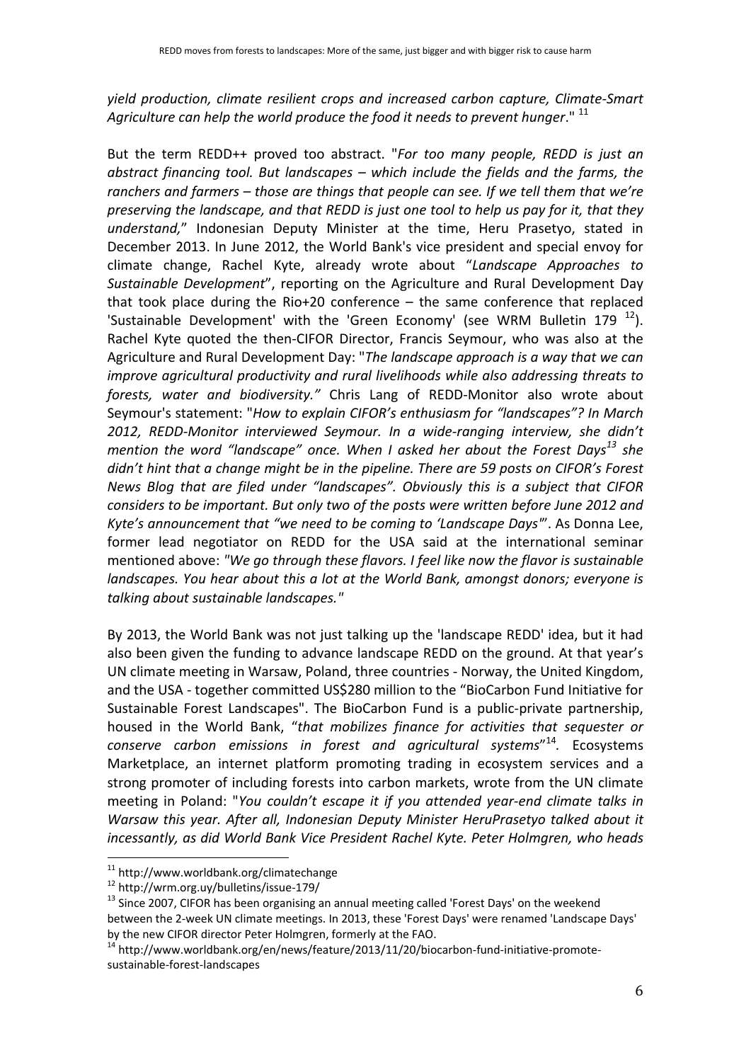*yield production, climate resilient crops and increased carbon capture, Climate-Smart Agriculture can help the world produce the food it needs to prevent hunger*."[11]

But the term REDD++ proved too abstract. "*For too many people, REDD is just an abstract financing tool. But landscapes – which include the fields and the farms, the ranchers and farmers – those are things that people can see. If we tell them that we're preserving the landscape, and that REDD is just one tool to help us pay for it, that they understand,*" Indonesian Deputy Minister at the time, Heru Prasetyo, stated in December 2013. In June 2012, the World Bank's vice president and special envoy for climate change, Rachel Kyte, already wrote about "*Landscape Approaches to Sustainable Development*", reporting on the Agriculture and Rural Development Day that took place during the Rio+20 conference – the same conference that replaced 'Sustainable Development' with the 'Green Economy' (see WRM Bulletin 179 [12]). Rachel Kyte quoted the then-CIFOR Director, Francis Seymour, who was also at the Agriculture and Rural Development Day: "*The landscape approach is a way that we can improve agricultural productivity and rural livelihoods while also addressing threats to forests, water and biodiversity.*" Chris Lang of REDD-Monitor also wrote about Seymour's statement: "*How to explain CIFOR's enthusiasm for "landscapes"? In March 2012, REDD-Monitor interviewed Seymour. In a wide-ranging interview, she didn't mention the word "landscape" once. When I asked her about the Forest Days[13] she didn't hint that a change might be in the pipeline. There are 59 posts on CIFOR's Forest News Blog that are filed under "landscapes". Obviously this is a subject that CIFOR considers to be important. But only two of the posts were written before June 2012 and Kyte's announcement that "we need to be coming to 'Landscape Days'*". As Donna Lee, former lead negotiator on REDD for the USA said at the international seminar mentioned above: "*We go through these flavors. I feel like now the flavor is sustainable landscapes. You hear about this a lot at the World Bank, amongst donors; everyone is talking about sustainable landscapes.*"

By 2013, the World Bank was not just talking up the 'landscape REDD' idea, but it had also been given the funding to advance landscape REDD on the ground. At that year's UN climate meeting in Warsaw, Poland, three countries - Norway, the United Kingdom, and the USA - together committed US$280 million to the "BioCarbon Fund Initiative for Sustainable Forest Landscapes". The BioCarbon Fund is a public-private partnership, housed in the World Bank, "*that mobilizes finance for activities that sequester or conserve carbon emissions in forest and agricultural systems*"[14]. Ecosystems Marketplace, an internet platform promoting trading in ecosystem services and a strong promoter of including forests into carbon markets, wrote from the UN climate meeting in Poland: "*You couldn't escape it if you attended year-end climate talks in Warsaw this year. After all, Indonesian Deputy Minister HeruPrasetyo talked about it incessantly, as did World Bank Vice President Rachel Kyte. Peter Holmgren, who heads*

---

[11] http://www.worldbank.org/climatechange

[12] http://wrm.org.uy/bulletins/issue-179/

[13] Since 2007, CIFOR has been organising an annual meeting called 'Forest Days' on the weekend between the 2-week UN climate meetings. In 2013, these 'Forest Days' were renamed 'Landscape Days' by the new CIFOR director Peter Holmgren, formerly at the FAO.

[14] http://www.worldbank.org/en/news/feature/2013/11/20/biocarbon-fund-initiative-promote-sustainable-forest-landscapes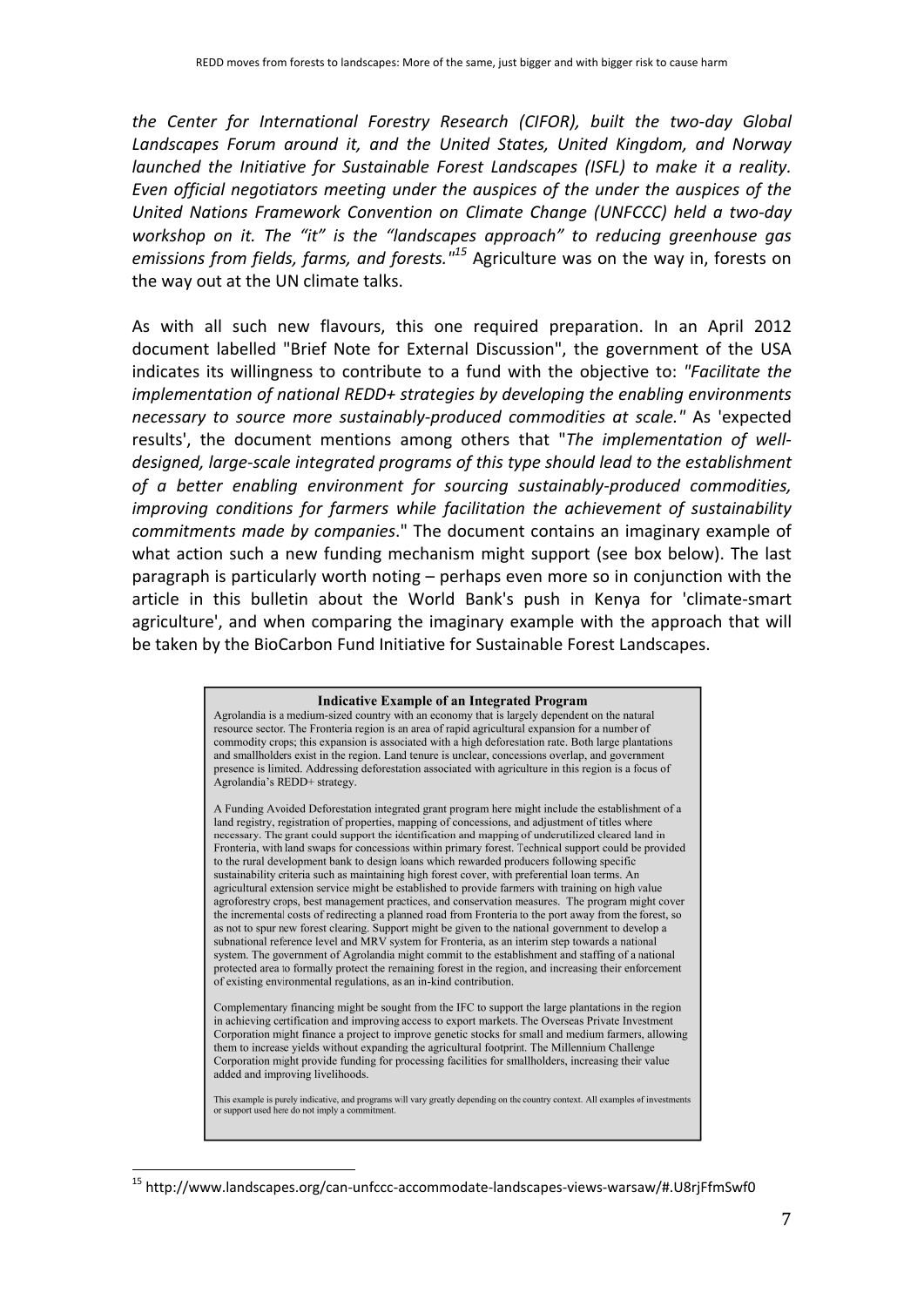*the Center for International Forestry Research (CIFOR), built the two-day Global Landscapes Forum around it, and the United States, United Kingdom, and Norway launched the Initiative for Sustainable Forest Landscapes (ISFL) to make it a reality. Even official negotiators meeting under the auspices of the under the auspices of the United Nations Framework Convention on Climate Change (UNFCCC) held a two-day workshop on it. The "it" is the "landscapes approach" to reducing greenhouse gas emissions from fields, farms, and forests."*[15] Agriculture was on the way in, forests on the way out at the UN climate talks.

As with all such new flavours, this one required preparation. In an April 2012 document labelled "Brief Note for External Discussion", the government of the USA indicates its willingness to contribute to a fund with the objective to: *"Facilitate the implementation of national REDD+ strategies by developing the enabling environments necessary to source more sustainably-produced commodities at scale."* As 'expected results', the document mentions among others that "*The implementation of well-designed, large-scale integrated programs of this type should lead to the establishment of a better enabling environment for sourcing sustainably-produced commodities, improving conditions for farmers while facilitation the achievement of sustainability commitments made by companies*." The document contains an imaginary example of what action such a new funding mechanism might support (see box below). The last paragraph is particularly worth noting – perhaps even more so in conjunction with the article in this bulletin about the World Bank's push in Kenya for 'climate-smart agriculture', and when comparing the imaginary example with the approach that will be taken by the BioCarbon Fund Initiative for Sustainable Forest Landscapes.

> **Indicative Example of an Integrated Program**
>
> Agrolandia is a medium-sized country with an economy that is largely dependent on the natural resource sector. The Fronteria region is an area of rapid agricultural expansion for a number of commodity crops; this expansion is associated with a high deforestation rate. Both large plantations and smallholders exist in the region. Land tenure is unclear, concessions overlap, and government presence is limited. Addressing deforestation associated with agriculture in this region is a focus of Agrolandia's REDD+ strategy.
>
> A Funding Avoided Deforestation integrated grant program here might include the establishment of a land registry, registration of properties, mapping of concessions, and adjustment of titles where necessary. The grant could support the identification and mapping of underutilized cleared land in Fronteria, with land swaps for concessions within primary forest. Technical support could be provided to the rural development bank to design loans which rewarded producers following specific sustainability criteria such as maintaining high forest cover, with preferential loan terms. An agricultural extension service might be established to provide farmers with training on high value agroforestry crops, best management practices, and conservation measures. The program might cover the incremental costs of redirecting a planned road from Fronteria to the port away from the forest, so as not to spur new forest clearing. Support might be given to the national government to develop a subnational reference level and MRV system for Fronteria, as an interim step towards a national system. The government of Agrolandia might commit to the establishment and staffing of a national protected area to formally protect the remaining forest in the region, and increasing their enforcement of existing environmental regulations, as an in-kind contribution.
>
> Complementary financing might be sought from the IFC to support the large plantations in the region in achieving certification and improving access to export markets. The Overseas Private Investment Corporation might finance a project to improve genetic stocks for small and medium farmers, allowing them to increase yields without expanding the agricultural footprint. The Millennium Challenge Corporation might provide funding for processing facilities for smallholders, increasing their value added and improving livelihoods.
>
> This example is purely indicative, and programs will vary greatly depending on the country context. All examples of investments or support used here do not imply a commitment.

---

[15] http://www.landscapes.org/can-unfccc-accommodate-landscapes-views-warsaw/#.U8rjFfmSwf0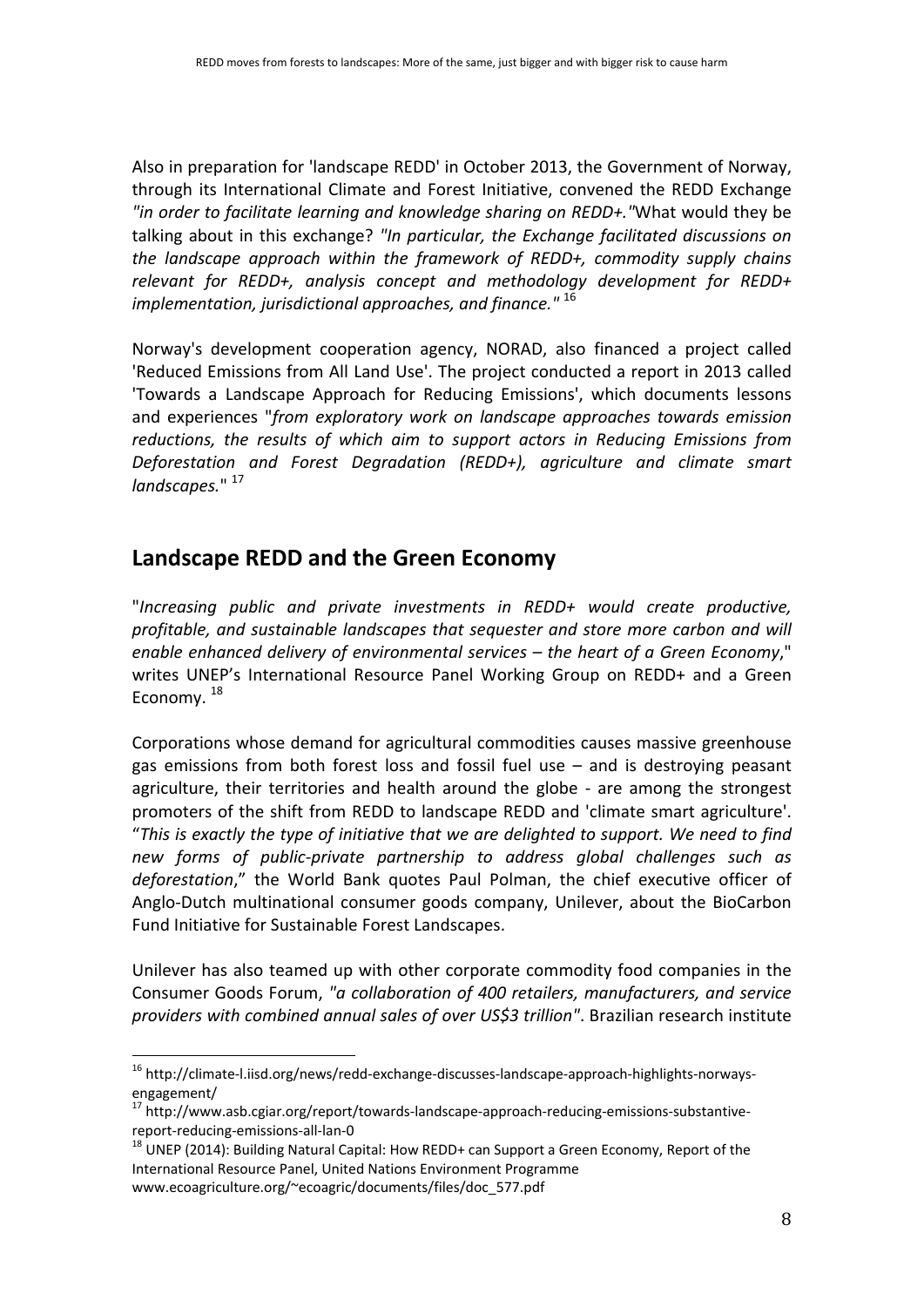Also in preparation for 'landscape REDD' in October 2013, the Government of Norway, through its International Climate and Forest Initiative, convened the REDD Exchange *"in order to facilitate learning and knowledge sharing on REDD+."*What would they be talking about in this exchange? *"In particular, the Exchange facilitated discussions on the landscape approach within the framework of REDD+, commodity supply chains relevant for REDD+, analysis concept and methodology development for REDD+ implementation, jurisdictional approaches, and finance."* [16]

Norway's development cooperation agency, NORAD, also financed a project called 'Reduced Emissions from All Land Use'. The project conducted a report in 2013 called 'Towards a Landscape Approach for Reducing Emissions', which documents lessons and experiences "*from exploratory work on landscape approaches towards emission reductions, the results of which aim to support actors in Reducing Emissions from Deforestation and Forest Degradation (REDD+), agriculture and climate smart landscapes.*" [17]

## Landscape REDD and the Green Economy

"*Increasing public and private investments in REDD+ would create productive, profitable, and sustainable landscapes that sequester and store more carbon and will enable enhanced delivery of environmental services – the heart of a Green Economy*," writes UNEP's International Resource Panel Working Group on REDD+ and a Green Economy. [18]

Corporations whose demand for agricultural commodities causes massive greenhouse gas emissions from both forest loss and fossil fuel use – and is destroying peasant agriculture, their territories and health around the globe - are among the strongest promoters of the shift from REDD to landscape REDD and 'climate smart agriculture'. "*This is exactly the type of initiative that we are delighted to support. We need to find new forms of public-private partnership to address global challenges such as deforestation*," the World Bank quotes Paul Polman, the chief executive officer of Anglo-Dutch multinational consumer goods company, Unilever, about the BioCarbon Fund Initiative for Sustainable Forest Landscapes.

Unilever has also teamed up with other corporate commodity food companies in the Consumer Goods Forum, *"a collaboration of 400 retailers, manufacturers, and service providers with combined annual sales of over US$3 trillion"*. Brazilian research institute

---

[16] http://climate-l.iisd.org/news/redd-exchange-discusses-landscape-approach-highlights-norways-engagement/

[17] http://www.asb.cgiar.org/report/towards-landscape-approach-reducing-emissions-substantive-report-reducing-emissions-all-lan-0

[18] UNEP (2014): Building Natural Capital: How REDD+ can Support a Green Economy, Report of the International Resource Panel, United Nations Environment Programme www.ecoagriculture.org/~ecoagric/documents/files/doc_577.pdf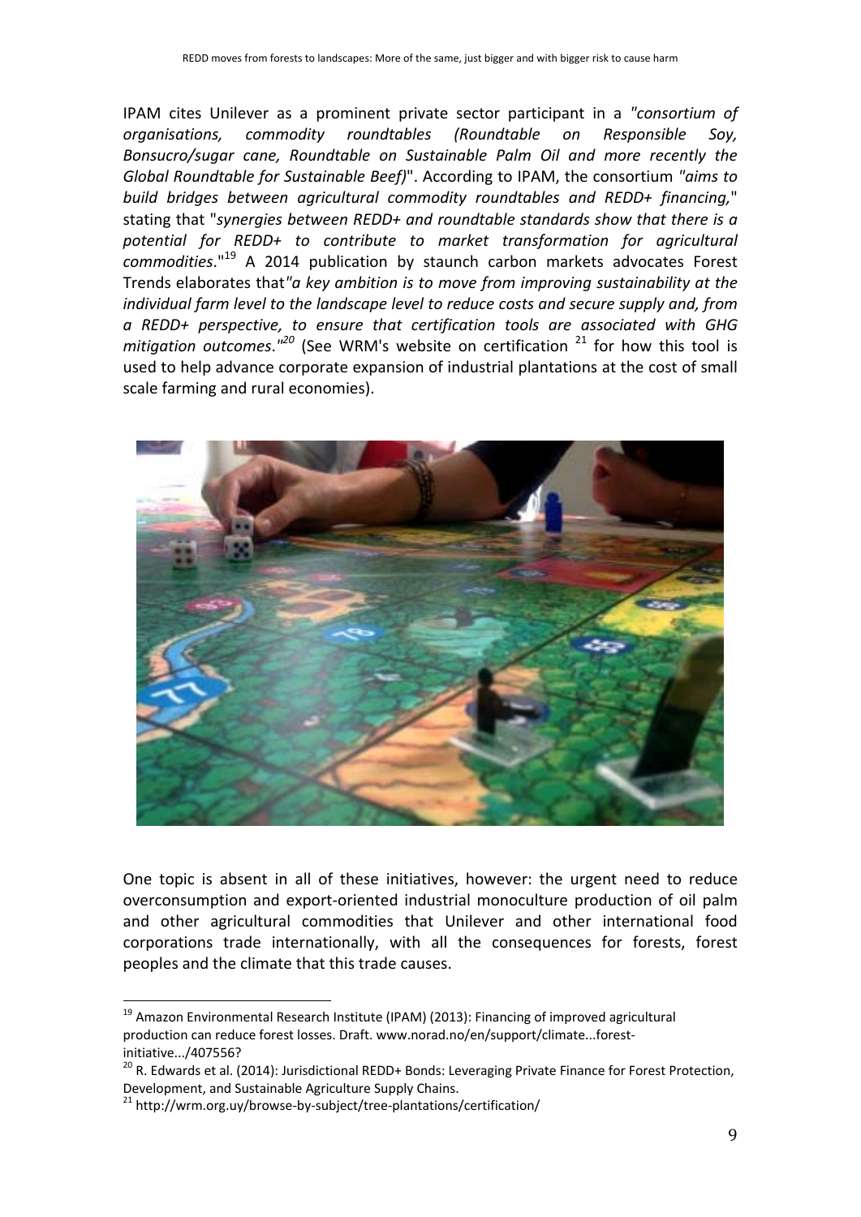IPAM cites Unilever as a prominent private sector participant in a *"consortium of organisations, commodity roundtables (Roundtable on Responsible Soy, Bonsucro/sugar cane, Roundtable on Sustainable Palm Oil and more recently the Global Roundtable for Sustainable Beef)*". According to IPAM, the consortium *"aims to build bridges between agricultural commodity roundtables and REDD+ financing,*" stating that "*synergies between REDD+ and roundtable standards show that there is a potential for REDD+ to contribute to market transformation for agricultural commodities*."[19] A 2014 publication by staunch carbon markets advocates Forest Trends elaborates that*"a key ambition is to move from improving sustainability at the individual farm level to the landscape level to reduce costs and secure supply and, from a REDD+ perspective, to ensure that certification tools are associated with GHG mitigation outcomes."*[20] (See WRM's website on certification [21] for how this tool is used to help advance corporate expansion of industrial plantations at the cost of small scale farming and rural economies).

One topic is absent in all of these initiatives, however: the urgent need to reduce overconsumption and export-oriented industrial monoculture production of oil palm and other agricultural commodities that Unilever and other international food corporations trade internationally, with all the consequences for forests, forest peoples and the climate that this trade causes.

---

[19] Amazon Environmental Research Institute (IPAM) (2013): Financing of improved agricultural production can reduce forest losses. Draft. www.norad.no/en/support/climate...forest-initiative.../407556?

[20] R. Edwards et al. (2014): Jurisdictional REDD+ Bonds: Leveraging Private Finance for Forest Protection, Development, and Sustainable Agriculture Supply Chains.

[21] http://wrm.org.uy/browse-by-subject/tree-plantations/certification/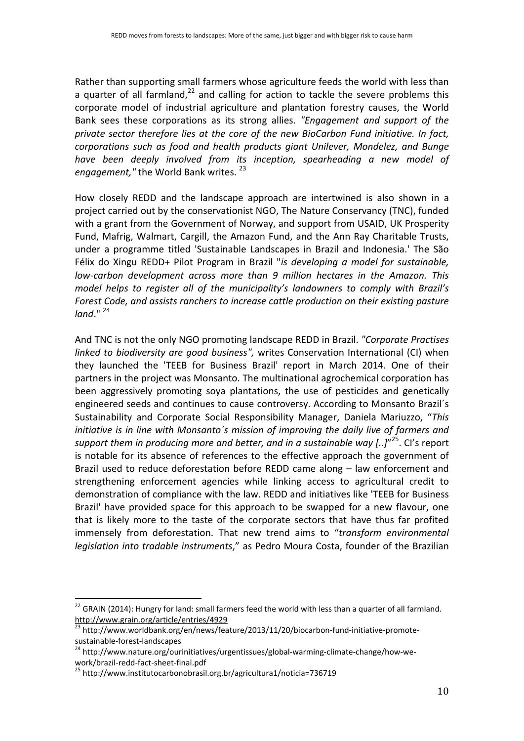Rather than supporting small farmers whose agriculture feeds the world with less than a quarter of all farmland,[22] and calling for action to tackle the severe problems this corporate model of industrial agriculture and plantation forestry causes, the World Bank sees these corporations as its strong allies. *"Engagement and support of the private sector therefore lies at the core of the new BioCarbon Fund initiative. In fact, corporations such as food and health products giant Unilever, Mondelez, and Bunge have been deeply involved from its inception, spearheading a new model of engagement,"* the World Bank writes. [23]

How closely REDD and the landscape approach are intertwined is also shown in a project carried out by the conservationist NGO, The Nature Conservancy (TNC), funded with a grant from the Government of Norway, and support from USAID, UK Prosperity Fund, Mafrig, Walmart, Cargill, the Amazon Fund, and the Ann Ray Charitable Trusts, under a programme titled 'Sustainable Landscapes in Brazil and Indonesia.' The São Félix do Xingu REDD+ Pilot Program in Brazil "*is developing a model for sustainable, low-carbon development across more than 9 million hectares in the Amazon. This model helps to register all of the municipality's landowners to comply with Brazil's Forest Code, and assists ranchers to increase cattle production on their existing pasture land*." [24]

And TNC is not the only NGO promoting landscape REDD in Brazil. *"Corporate Practises linked to biodiversity are good business",* writes Conservation International (CI) when they launched the 'TEEB for Business Brazil' report in March 2014. One of their partners in the project was Monsanto. The multinational agrochemical corporation has been aggressively promoting soya plantations, the use of pesticides and genetically engineered seeds and continues to cause controversy. According to Monsanto Brazil´s Sustainability and Corporate Social Responsibility Manager, Daniela Mariuzzo, "*This initiative is in line with Monsanto´s mission of improving the daily live of farmers and support them in producing more and better, and in a sustainable way [..]*"[25]. CI's report is notable for its absence of references to the effective approach the government of Brazil used to reduce deforestation before REDD came along – law enforcement and strengthening enforcement agencies while linking access to agricultural credit to demonstration of compliance with the law. REDD and initiatives like 'TEEB for Business Brazil' have provided space for this approach to be swapped for a new flavour, one that is likely more to the taste of the corporate sectors that have thus far profited immensely from deforestation. That new trend aims to "*transform environmental legislation into tradable instruments*," as Pedro Moura Costa, founder of the Brazilian

---

[22] GRAIN (2014): Hungry for land: small farmers feed the world with less than a quarter of all farmland. http://www.grain.org/article/entries/4929

[23] http://www.worldbank.org/en/news/feature/2013/11/20/biocarbon-fund-initiative-promote-sustainable-forest-landscapes

[24] http://www.nature.org/ourinitiatives/urgentissues/global-warming-climate-change/how-we-work/brazil-redd-fact-sheet-final.pdf

[25] http://www.institutocarbonobrasil.org.br/agricultura1/noticia=736719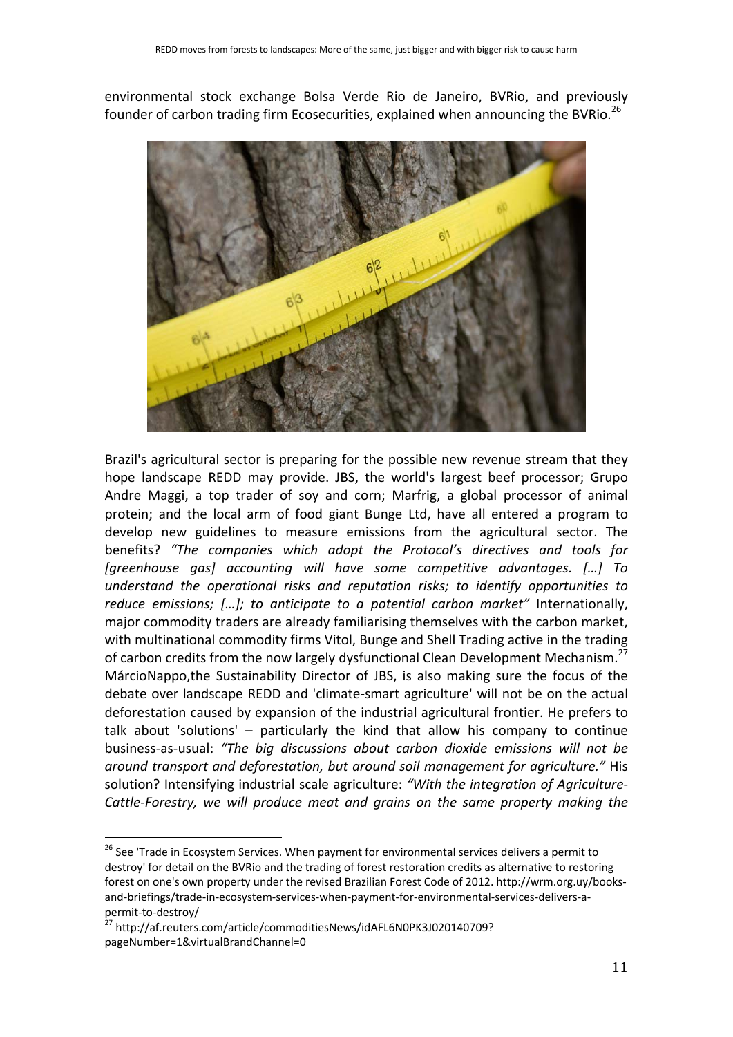environmental stock exchange Bolsa Verde Rio de Janeiro, BVRio, and previously founder of carbon trading firm Ecosecurities, explained when announcing the BVRio.[26]

Brazil's agricultural sector is preparing for the possible new revenue stream that they hope landscape REDD may provide. JBS, the world's largest beef processor; Grupo Andre Maggi, a top trader of soy and corn; Marfrig, a global processor of animal protein; and the local arm of food giant Bunge Ltd, have all entered a program to develop new guidelines to measure emissions from the agricultural sector. The benefits? *"The companies which adopt the Protocol's directives and tools for [greenhouse gas] accounting will have some competitive advantages. […] To understand the operational risks and reputation risks; to identify opportunities to reduce emissions; […]; to anticipate to a potential carbon market"* Internationally, major commodity traders are already familiarising themselves with the carbon market, with multinational commodity firms Vitol, Bunge and Shell Trading active in the trading of carbon credits from the now largely dysfunctional Clean Development Mechanism.[27] MárcioNappo,the Sustainability Director of JBS, is also making sure the focus of the debate over landscape REDD and 'climate-smart agriculture' will not be on the actual deforestation caused by expansion of the industrial agricultural frontier. He prefers to talk about 'solutions' – particularly the kind that allow his company to continue business-as-usual: *"The big discussions about carbon dioxide emissions will not be around transport and deforestation, but around soil management for agriculture."* His solution? Intensifying industrial scale agriculture: *"With the integration of Agriculture-Cattle-Forestry, we will produce meat and grains on the same property making the*

---

[26] See 'Trade in Ecosystem Services. When payment for environmental services delivers a permit to destroy' for detail on the BVRio and the trading of forest restoration credits as alternative to restoring forest on one's own property under the revised Brazilian Forest Code of 2012. http://wrm.org.uy/books-and-briefings/trade-in-ecosystem-services-when-payment-for-environmental-services-delivers-a-permit-to-destroy/

[27] http://af.reuters.com/article/commoditiesNews/idAFL6N0PK3J020140709?pageNumber=1&virtualBrandChannel=0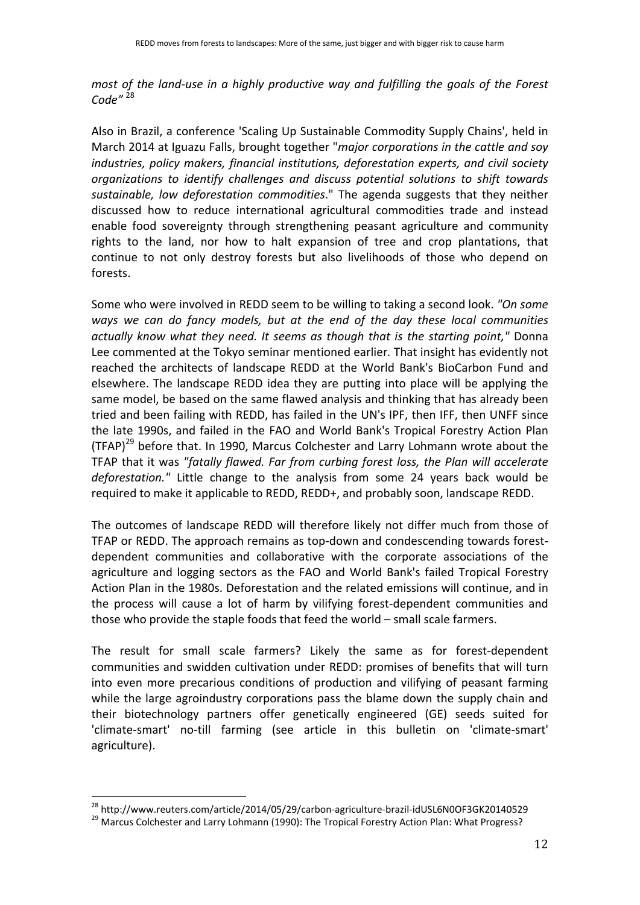*most of the land-use in a highly productive way and fulfilling the goals of the Forest Code"* [28]

Also in Brazil, a conference 'Scaling Up Sustainable Commodity Supply Chains', held in March 2014 at Iguazu Falls, brought together "*major corporations in the cattle and soy industries, policy makers, financial institutions, deforestation experts, and civil society organizations to identify challenges and discuss potential solutions to shift towards sustainable, low deforestation commodities*." The agenda suggests that they neither discussed how to reduce international agricultural commodities trade and instead enable food sovereignty through strengthening peasant agriculture and community rights to the land, nor how to halt expansion of tree and crop plantations, that continue to not only destroy forests but also livelihoods of those who depend on forests.

Some who were involved in REDD seem to be willing to taking a second look. *"On some ways we can do fancy models, but at the end of the day these local communities actually know what they need. It seems as though that is the starting point,"* Donna Lee commented at the Tokyo seminar mentioned earlier. That insight has evidently not reached the architects of landscape REDD at the World Bank's BioCarbon Fund and elsewhere. The landscape REDD idea they are putting into place will be applying the same model, be based on the same flawed analysis and thinking that has already been tried and been failing with REDD, has failed in the UN's IPF, then IFF, then UNFF since the late 1990s, and failed in the FAO and World Bank's Tropical Forestry Action Plan (TFAP)[29] before that. In 1990, Marcus Colchester and Larry Lohmann wrote about the TFAP that it was *"fatally flawed. Far from curbing forest loss, the Plan will accelerate deforestation."* Little change to the analysis from some 24 years back would be required to make it applicable to REDD, REDD+, and probably soon, landscape REDD.

The outcomes of landscape REDD will therefore likely not differ much from those of TFAP or REDD. The approach remains as top-down and condescending towards forest-dependent communities and collaborative with the corporate associations of the agriculture and logging sectors as the FAO and World Bank's failed Tropical Forestry Action Plan in the 1980s. Deforestation and the related emissions will continue, and in the process will cause a lot of harm by vilifying forest-dependent communities and those who provide the staple foods that feed the world – small scale farmers.

The result for small scale farmers? Likely the same as for forest-dependent communities and swidden cultivation under REDD: promises of benefits that will turn into even more precarious conditions of production and vilifying of peasant farming while the large agroindustry corporations pass the blame down the supply chain and their biotechnology partners offer genetically engineered (GE) seeds suited for 'climate-smart' no-till farming (see article in this bulletin on 'climate-smart' agriculture).

---

[28] http://www.reuters.com/article/2014/05/29/carbon-agriculture-brazil-idUSL6N0OF3GK20140529

[29] Marcus Colchester and Larry Lohmann (1990): The Tropical Forestry Action Plan: What Progress?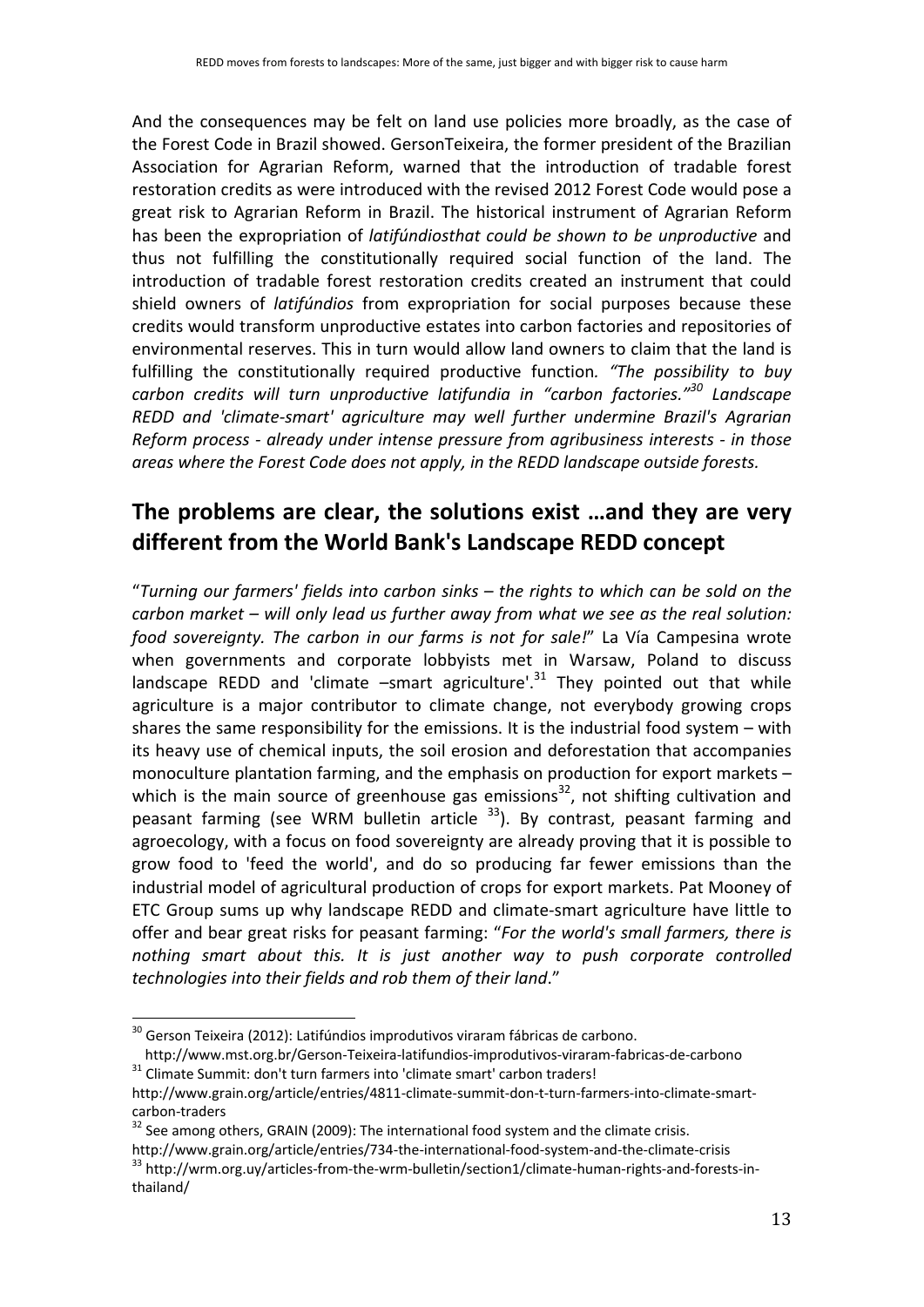And the consequences may be felt on land use policies more broadly, as the case of the Forest Code in Brazil showed. GersonTeixeira, the former president of the Brazilian Association for Agrarian Reform, warned that the introduction of tradable forest restoration credits as were introduced with the revised 2012 Forest Code would pose a great risk to Agrarian Reform in Brazil. The historical instrument of Agrarian Reform has been the expropriation of *latifúndiosthat could be shown to be unproductive* and thus not fulfilling the constitutionally required social function of the land. The introduction of tradable forest restoration credits created an instrument that could shield owners of *latifúndios* from expropriation for social purposes because these credits would transform unproductive estates into carbon factories and repositories of environmental reserves. This in turn would allow land owners to claim that the land is fulfilling the constitutionally required productive function*. "The possibility to buy carbon credits will turn unproductive latifundia in "carbon factories."*[30] *Landscape REDD and 'climate-smart' agriculture may well further undermine Brazil's Agrarian Reform process - already under intense pressure from agribusiness interests - in those areas where the Forest Code does not apply, in the REDD landscape outside forests.*

## The problems are clear, the solutions exist …and they are very different from the World Bank's Landscape REDD concept

"*Turning our farmers' fields into carbon sinks – the rights to which can be sold on the carbon market – will only lead us further away from what we see as the real solution: food sovereignty. The carbon in our farms is not for sale!*" La Vía Campesina wrote when governments and corporate lobbyists met in Warsaw, Poland to discuss landscape REDD and 'climate –smart agriculture'.[31] They pointed out that while agriculture is a major contributor to climate change, not everybody growing crops shares the same responsibility for the emissions. It is the industrial food system – with its heavy use of chemical inputs, the soil erosion and deforestation that accompanies monoculture plantation farming, and the emphasis on production for export markets – which is the main source of greenhouse gas emissions[32], not shifting cultivation and peasant farming (see WRM bulletin article [33]). By contrast, peasant farming and agroecology, with a focus on food sovereignty are already proving that it is possible to grow food to 'feed the world', and do so producing far fewer emissions than the industrial model of agricultural production of crops for export markets. Pat Mooney of ETC Group sums up why landscape REDD and climate-smart agriculture have little to offer and bear great risks for peasant farming: "*For the world's small farmers, there is nothing smart about this. It is just another way to push corporate controlled technologies into their fields and rob them of their land*."

---

[30] Gerson Teixeira (2012): Latifúndios improdutivos viraram fábricas de carbono. http://www.mst.org.br/Gerson-Teixeira-latifundios-improdutivos-viraram-fabricas-de-carbono

[31] Climate Summit: don't turn farmers into 'climate smart' carbon traders! http://www.grain.org/article/entries/4811-climate-summit-don-t-turn-farmers-into-climate-smart-carbon-traders

[32] See among others, GRAIN (2009): The international food system and the climate crisis. http://www.grain.org/article/entries/734-the-international-food-system-and-the-climate-crisis

[33] http://wrm.org.uy/articles-from-the-wrm-bulletin/section1/climate-human-rights-and-forests-in-thailand/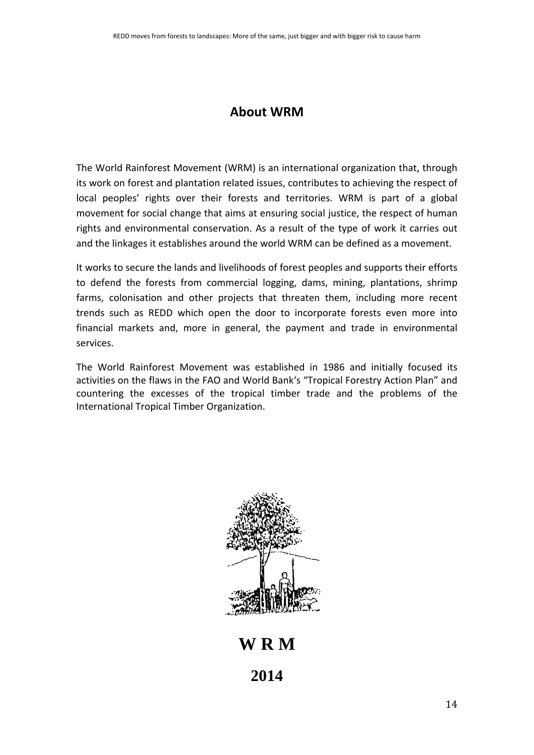## About WRM

The World Rainforest Movement (WRM) is an international organization that, through its work on forest and plantation related issues, contributes to achieving the respect of local peoples' rights over their forests and territories. WRM is part of a global movement for social change that aims at ensuring social justice, the respect of human rights and environmental conservation. As a result of the type of work it carries out and the linkages it establishes around the world WRM can be defined as a movement.

It works to secure the lands and livelihoods of forest peoples and supports their efforts to defend the forests from commercial logging, dams, mining, plantations, shrimp farms, colonisation and other projects that threaten them, including more recent trends such as REDD which open the door to incorporate forests even more into financial markets and, more in general, the payment and trade in environmental services.

The World Rainforest Movement was established in 1986 and initially focused its activities on the flaws in the FAO and World Bank's "Tropical Forestry Action Plan" and countering the excesses of the tropical timber trade and the problems of the International Tropical Timber Organization.

**W R M**

**2014**